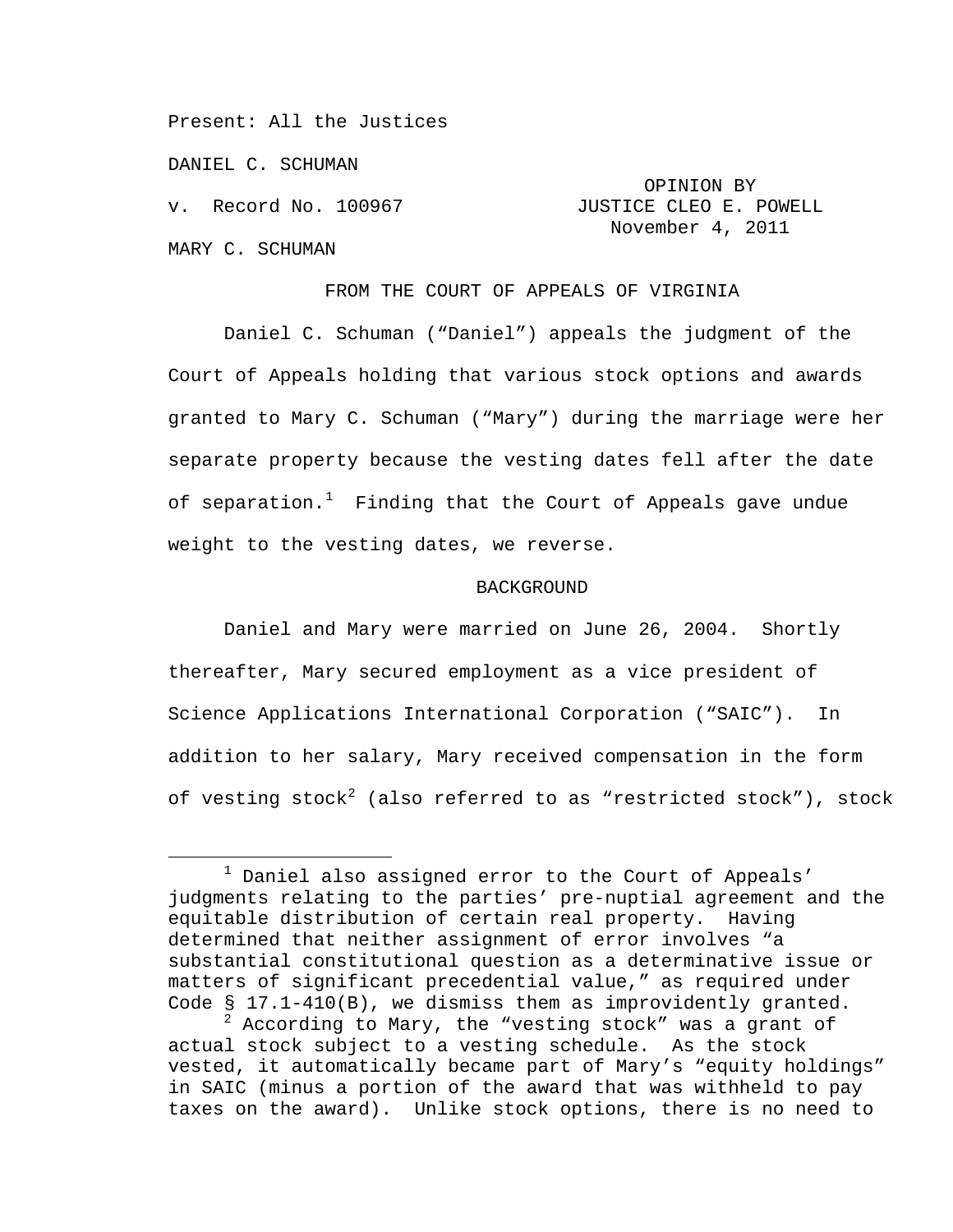Present: All the Justices

DANIEL C. SCHUMAN

v. Record No. 100967

OPINION BY JUSTICE CLEO E. POWELL
November 4, 2011

MARY C. SCHUMAN

FROM THE COURT OF APPEALS OF VIRGINIA

Daniel C. Schuman ("Daniel") appeals the judgment of the Court of Appeals holding that various stock options and awards granted to Mary C. Schuman ("Mary") during the marriage were her separate property because the vesting dates fell after the date of separation.[1] Finding that the Court of Appeals gave undue weight to the vesting dates, we reverse.

## BACKGROUND

Daniel and Mary were married on June 26, 2004. Shortly thereafter, Mary secured employment as a vice president of Science Applications International Corporation ("SAIC"). In addition to her salary, Mary received compensation in the form of vesting stock[2] (also referred to as "restricted stock"), stock

---

[1] Daniel also assigned error to the Court of Appeals' judgments relating to the parties' pre-nuptial agreement and the equitable distribution of certain real property. Having determined that neither assignment of error involves "a substantial constitutional question as a determinative issue or matters of significant precedential value," as required under Code § 17.1-410(B), we dismiss them as improvidently granted.

[2] According to Mary, the "vesting stock" was a grant of actual stock subject to a vesting schedule. As the stock vested, it automatically became part of Mary's "equity holdings" in SAIC (minus a portion of the award that was withheld to pay taxes on the award). Unlike stock options, there is no need to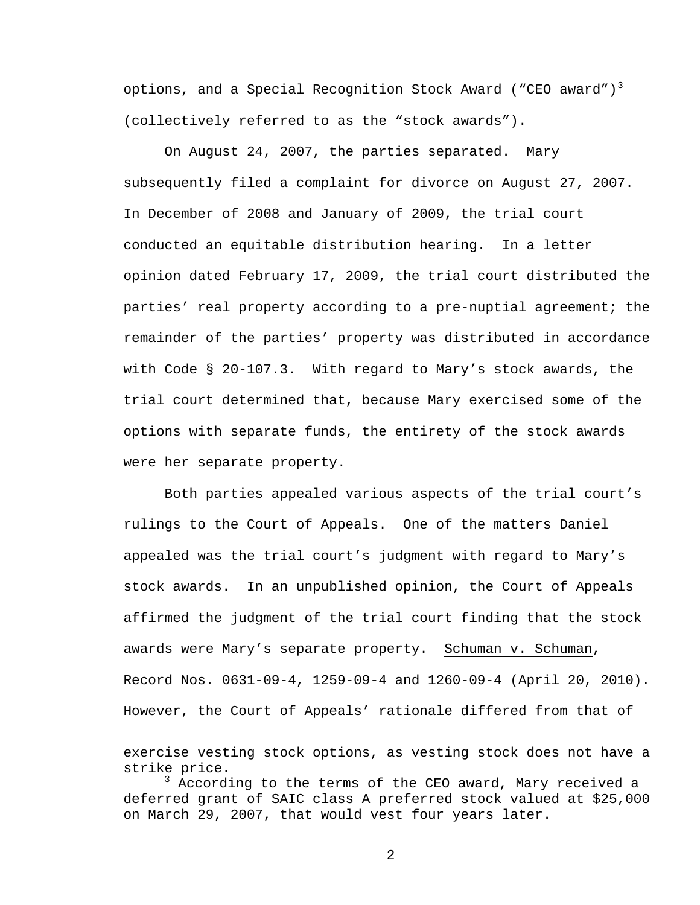options, and a Special Recognition Stock Award ("CEO award")[3] (collectively referred to as the "stock awards").

On August 24, 2007, the parties separated. Mary subsequently filed a complaint for divorce on August 27, 2007. In December of 2008 and January of 2009, the trial court conducted an equitable distribution hearing. In a letter opinion dated February 17, 2009, the trial court distributed the parties' real property according to a pre-nuptial agreement; the remainder of the parties' property was distributed in accordance with Code § 20-107.3. With regard to Mary's stock awards, the trial court determined that, because Mary exercised some of the options with separate funds, the entirety of the stock awards were her separate property.

Both parties appealed various aspects of the trial court's rulings to the Court of Appeals. One of the matters Daniel appealed was the trial court's judgment with regard to Mary's stock awards. In an unpublished opinion, the Court of Appeals affirmed the judgment of the trial court finding that the stock awards were Mary's separate property. Schuman v. Schuman, Record Nos. 0631-09-4, 1259-09-4 and 1260-09-4 (April 20, 2010). However, the Court of Appeals' rationale differed from that of

---

exercise vesting stock options, as vesting stock does not have a strike price.

[3] According to the terms of the CEO award, Mary received a deferred grant of SAIC class A preferred stock valued at $25,000 on March 29, 2007, that would vest four years later.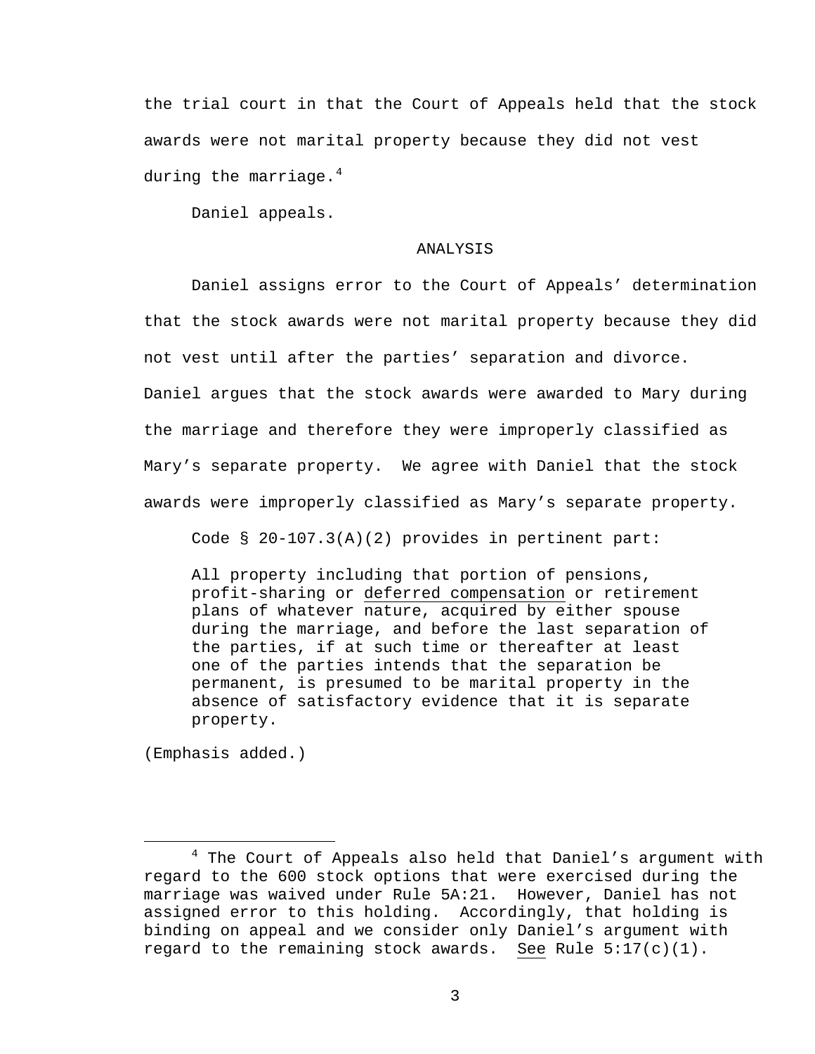the trial court in that the Court of Appeals held that the stock awards were not marital property because they did not vest during the marriage.[4]

Daniel appeals.

## ANALYSIS

Daniel assigns error to the Court of Appeals' determination that the stock awards were not marital property because they did not vest until after the parties' separation and divorce. Daniel argues that the stock awards were awarded to Mary during the marriage and therefore they were improperly classified as Mary's separate property. We agree with Daniel that the stock awards were improperly classified as Mary's separate property.

Code § 20-107.3(A)(2) provides in pertinent part:

> All property including that portion of pensions, profit-sharing or <u>deferred compensation</u> or retirement plans of whatever nature, acquired by either spouse during the marriage, and before the last separation of the parties, if at such time or thereafter at least one of the parties intends that the separation be permanent, is presumed to be marital property in the absence of satisfactory evidence that it is separate property.

(Emphasis added.)

---

[4] The Court of Appeals also held that Daniel's argument with regard to the 600 stock options that were exercised during the marriage was waived under Rule 5A:21. However, Daniel has not assigned error to this holding. Accordingly, that holding is binding on appeal and we consider only Daniel's argument with regard to the remaining stock awards. <u>See</u> Rule 5:17(c)(1).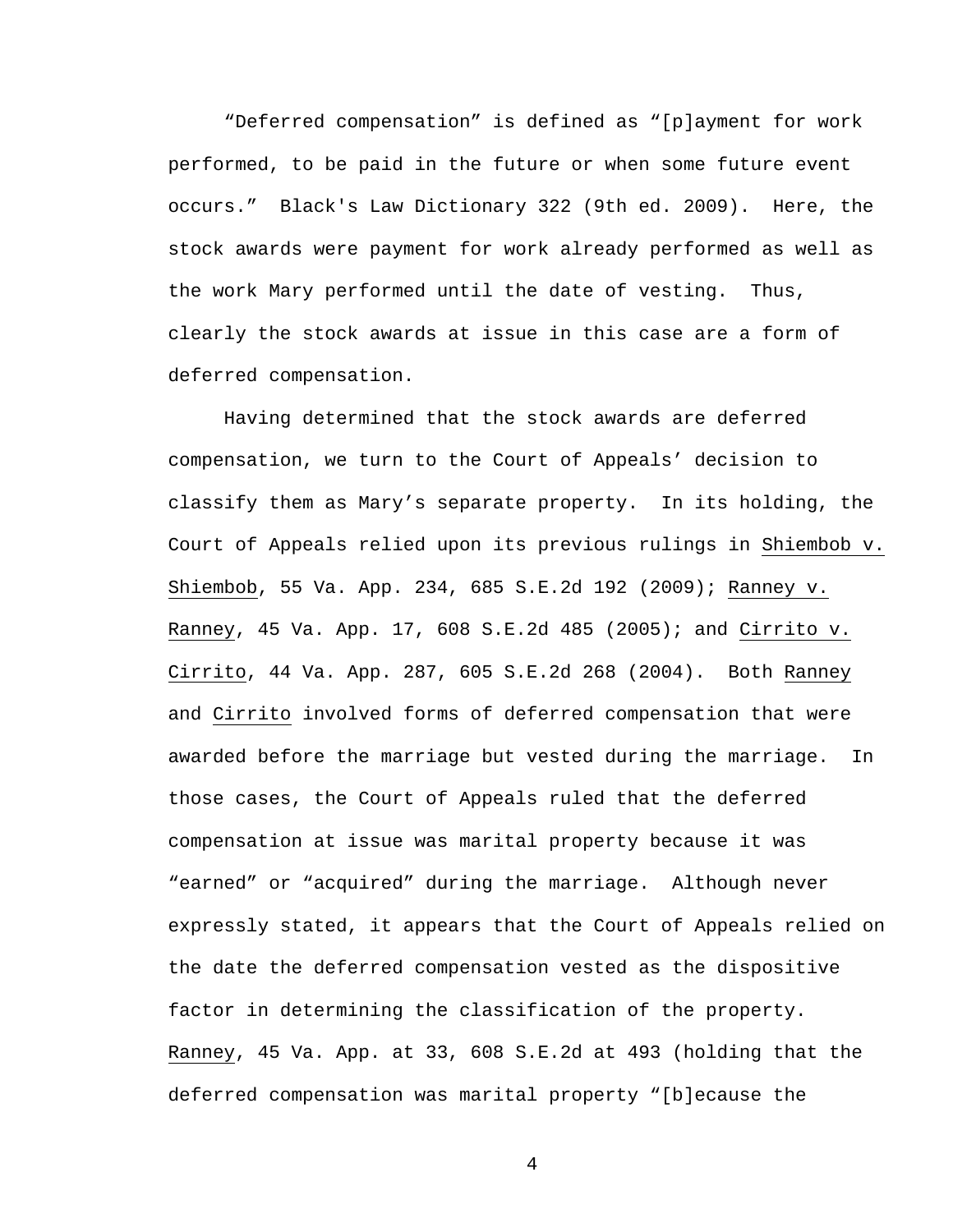"Deferred compensation" is defined as "[p]ayment for work performed, to be paid in the future or when some future event occurs." Black's Law Dictionary 322 (9th ed. 2009). Here, the stock awards were payment for work already performed as well as the work Mary performed until the date of vesting. Thus, clearly the stock awards at issue in this case are a form of deferred compensation.

Having determined that the stock awards are deferred compensation, we turn to the Court of Appeals' decision to classify them as Mary's separate property. In its holding, the Court of Appeals relied upon its previous rulings in Shiembob v. Shiembob, 55 Va. App. 234, 685 S.E.2d 192 (2009); Ranney v. Ranney, 45 Va. App. 17, 608 S.E.2d 485 (2005); and Cirrito v. Cirrito, 44 Va. App. 287, 605 S.E.2d 268 (2004). Both Ranney and Cirrito involved forms of deferred compensation that were awarded before the marriage but vested during the marriage. In those cases, the Court of Appeals ruled that the deferred compensation at issue was marital property because it was "earned" or "acquired" during the marriage. Although never expressly stated, it appears that the Court of Appeals relied on the date the deferred compensation vested as the dispositive factor in determining the classification of the property. Ranney, 45 Va. App. at 33, 608 S.E.2d at 493 (holding that the deferred compensation was marital property "[b]ecause the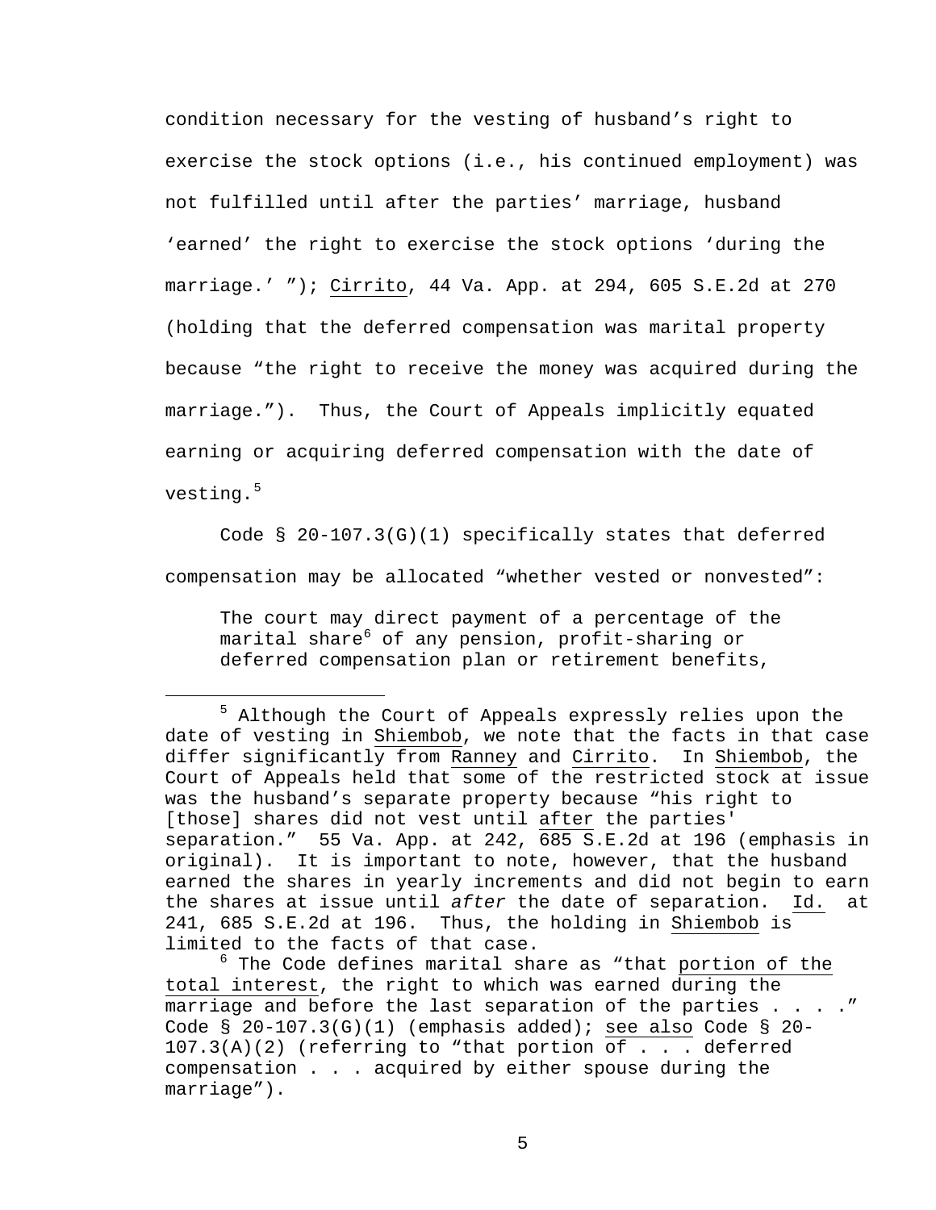condition necessary for the vesting of husband's right to exercise the stock options (i.e., his continued employment) was not fulfilled until after the parties' marriage, husband 'earned' the right to exercise the stock options 'during the marriage.' "); Cirrito, 44 Va. App. at 294, 605 S.E.2d at 270 (holding that the deferred compensation was marital property because "the right to receive the money was acquired during the marriage."). Thus, the Court of Appeals implicitly equated earning or acquiring deferred compensation with the date of vesting.[5]

Code § 20-107.3(G)(1) specifically states that deferred compensation may be allocated "whether vested or nonvested":

> The court may direct payment of a percentage of the marital share[6] of any pension, profit-sharing or deferred compensation plan or retirement benefits,

---

[5] Although the Court of Appeals expressly relies upon the date of vesting in Shiembob, we note that the facts in that case differ significantly from Ranney and Cirrito. In Shiembob, the Court of Appeals held that some of the restricted stock at issue was the husband's separate property because "his right to [those] shares did not vest until after the parties' separation." 55 Va. App. at 242, 685 S.E.2d at 196 (emphasis in original). It is important to note, however, that the husband earned the shares in yearly increments and did not begin to earn the shares at issue until *after* the date of separation. Id. at 241, 685 S.E.2d at 196. Thus, the holding in Shiembob is limited to the facts of that case.

[6] The Code defines marital share as "that portion of the total interest, the right to which was earned during the marriage and before the last separation of the parties . . . ." Code § 20-107.3(G)(1) (emphasis added); see also Code § 20-107.3(A)(2) (referring to "that portion of . . . deferred compensation . . . acquired by either spouse during the marriage").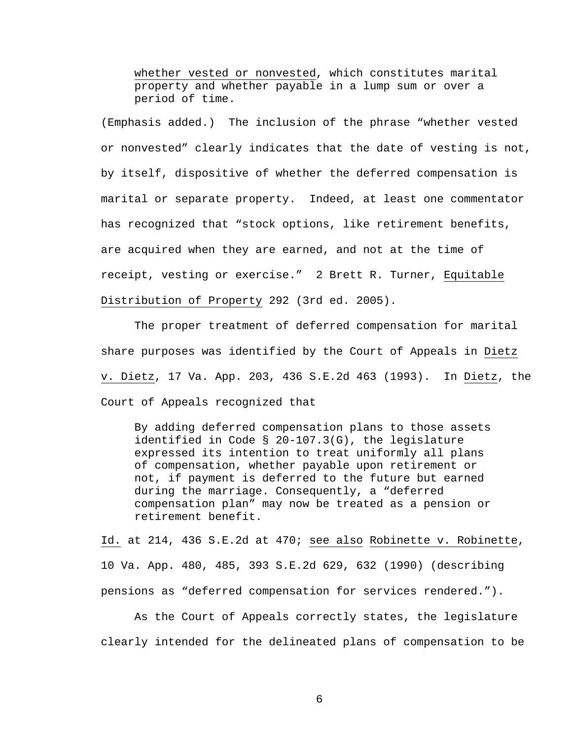> <u>whether vested or nonvested</u>, which constitutes marital property and whether payable in a lump sum or over a period of time.

(Emphasis added.) The inclusion of the phrase "whether vested or nonvested" clearly indicates that the date of vesting is not, by itself, dispositive of whether the deferred compensation is marital or separate property. Indeed, at least one commentator has recognized that "stock options, like retirement benefits, are acquired when they are earned, and not at the time of receipt, vesting or exercise." 2 Brett R. Turner, <u>Equitable Distribution of Property</u> 292 (3rd ed. 2005).

The proper treatment of deferred compensation for marital share purposes was identified by the Court of Appeals in <u>Dietz v. Dietz</u>, 17 Va. App. 203, 436 S.E.2d 463 (1993). In <u>Dietz</u>, the Court of Appeals recognized that

> By adding deferred compensation plans to those assets identified in Code § 20-107.3(G), the legislature expressed its intention to treat uniformly all plans of compensation, whether payable upon retirement or not, if payment is deferred to the future but earned during the marriage. Consequently, a "deferred compensation plan" may now be treated as a pension or retirement benefit.

<u>Id.</u> at 214, 436 S.E.2d at 470; <u>see also</u> <u>Robinette v. Robinette</u>, 10 Va. App. 480, 485, 393 S.E.2d 629, 632 (1990) (describing pensions as "deferred compensation for services rendered.").

As the Court of Appeals correctly states, the legislature clearly intended for the delineated plans of compensation to be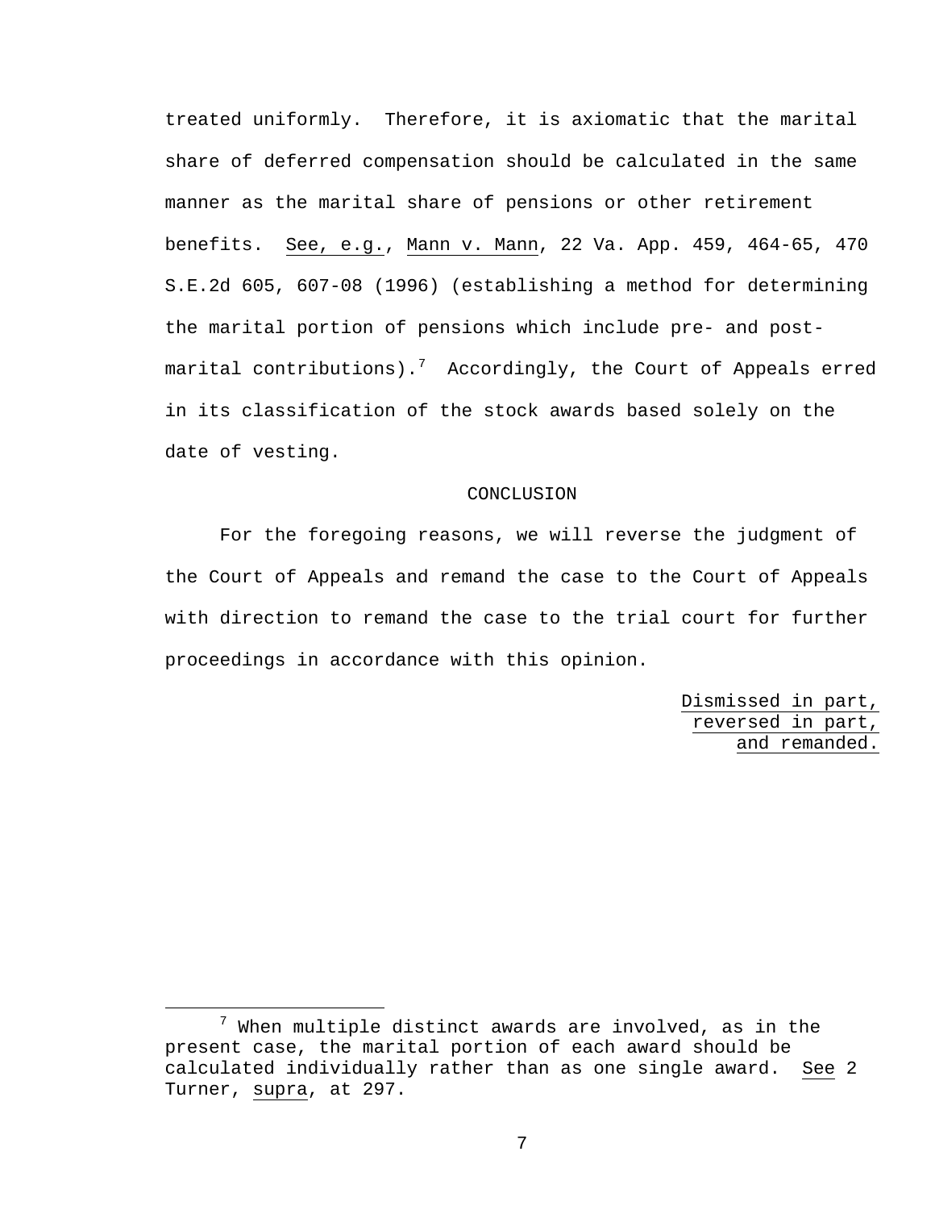treated uniformly. Therefore, it is axiomatic that the marital share of deferred compensation should be calculated in the same manner as the marital share of pensions or other retirement benefits. See, e.g., Mann v. Mann, 22 Va. App. 459, 464-65, 470 S.E.2d 605, 607-08 (1996) (establishing a method for determining the marital portion of pensions which include pre- and post-marital contributions).[7] Accordingly, the Court of Appeals erred in its classification of the stock awards based solely on the date of vesting.

CONCLUSION

For the foregoing reasons, we will reverse the judgment of the Court of Appeals and remand the case to the Court of Appeals with direction to remand the case to the trial court for further proceedings in accordance with this opinion.

Dismissed in part,
reversed in part,
and remanded.

---

[7] When multiple distinct awards are involved, as in the present case, the marital portion of each award should be calculated individually rather than as one single award. See 2 Turner, supra, at 297.